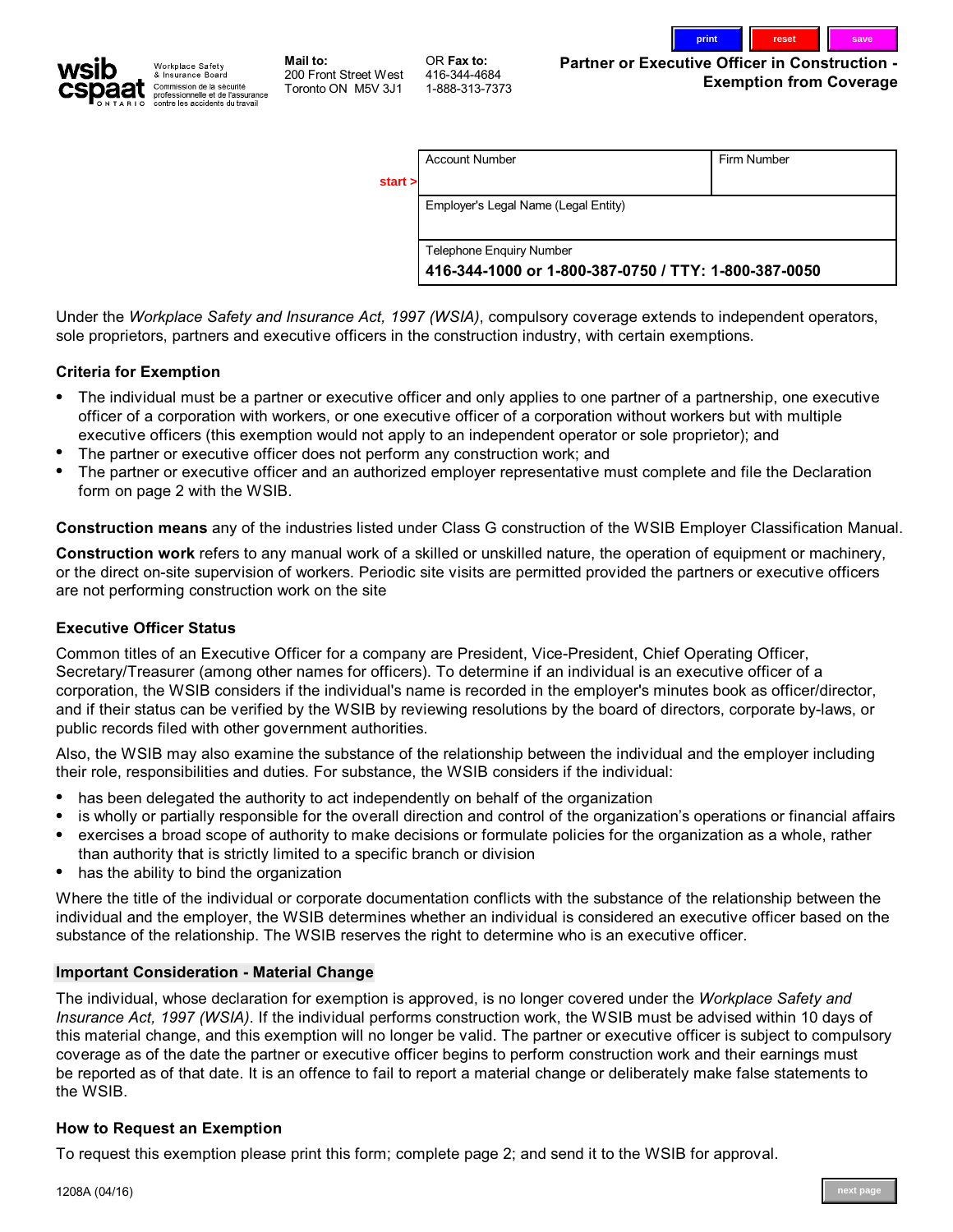Workplace Safety & Insurance Board
Commission de la sécurité professionnelle et de l'assurance contre les accidents du travail

**Mail to:**
200 Front Street West
Toronto ON M5V 3J1

OR **Fax to:**
416-344-4684
1-888-313-7373

# Partner or Executive Officer in Construction - Exemption from Coverage

| Account Number | Firm Number |
|---|---|
| Employer's Legal Name (Legal Entity) | |
| Telephone Enquiry Number **416-344-1000 or 1-800-387-0750 / TTY: 1-800-387-0050** | |

Under the *Workplace Safety and Insurance Act, 1997 (WSIA)*, compulsory coverage extends to independent operators, sole proprietors, partners and executive officers in the construction industry, with certain exemptions.

### Criteria for Exemption

- The individual must be a partner or executive officer and only applies to one partner of a partnership, one executive officer of a corporation with workers, or one executive officer of a corporation without workers but with multiple executive officers (this exemption would not apply to an independent operator or sole proprietor); and
- The partner or executive officer does not perform any construction work; and
- The partner or executive officer and an authorized employer representative must complete and file the Declaration form on page 2 with the WSIB.

**Construction means** any of the industries listed under Class G construction of the WSIB Employer Classification Manual.

**Construction work** refers to any manual work of a skilled or unskilled nature, the operation of equipment or machinery, or the direct on-site supervision of workers. Periodic site visits are permitted provided the partners or executive officers are not performing construction work on the site

### Executive Officer Status

Common titles of an Executive Officer for a company are President, Vice-President, Chief Operating Officer, Secretary/Treasurer (among other names for officers). To determine if an individual is an executive officer of a corporation, the WSIB considers if the individual's name is recorded in the employer's minutes book as officer/director, and if their status can be verified by the WSIB by reviewing resolutions by the board of directors, corporate by-laws, or public records filed with other government authorities.

Also, the WSIB may also examine the substance of the relationship between the individual and the employer including their role, responsibilities and duties. For substance, the WSIB considers if the individual:

- has been delegated the authority to act independently on behalf of the organization
- is wholly or partially responsible for the overall direction and control of the organization's operations or financial affairs
- exercises a broad scope of authority to make decisions or formulate policies for the organization as a whole, rather than authority that is strictly limited to a specific branch or division
- has the ability to bind the organization

Where the title of the individual or corporate documentation conflicts with the substance of the relationship between the individual and the employer, the WSIB determines whether an individual is considered an executive officer based on the substance of the relationship. The WSIB reserves the right to determine who is an executive officer.

### Important Consideration - Material Change

The individual, whose declaration for exemption is approved, is no longer covered under the *Workplace Safety and Insurance Act, 1997 (WSIA).* If the individual performs construction work, the WSIB must be advised within 10 days of this material change, and this exemption will no longer be valid. The partner or executive officer is subject to compulsory coverage as of the date the partner or executive officer begins to perform construction work and their earnings must be reported as of that date. It is an offence to fail to report a material change or deliberately make false statements to the WSIB.

### How to Request an Exemption

To request this exemption please print this form; complete page 2; and send it to the WSIB for approval.

1208A (04/16)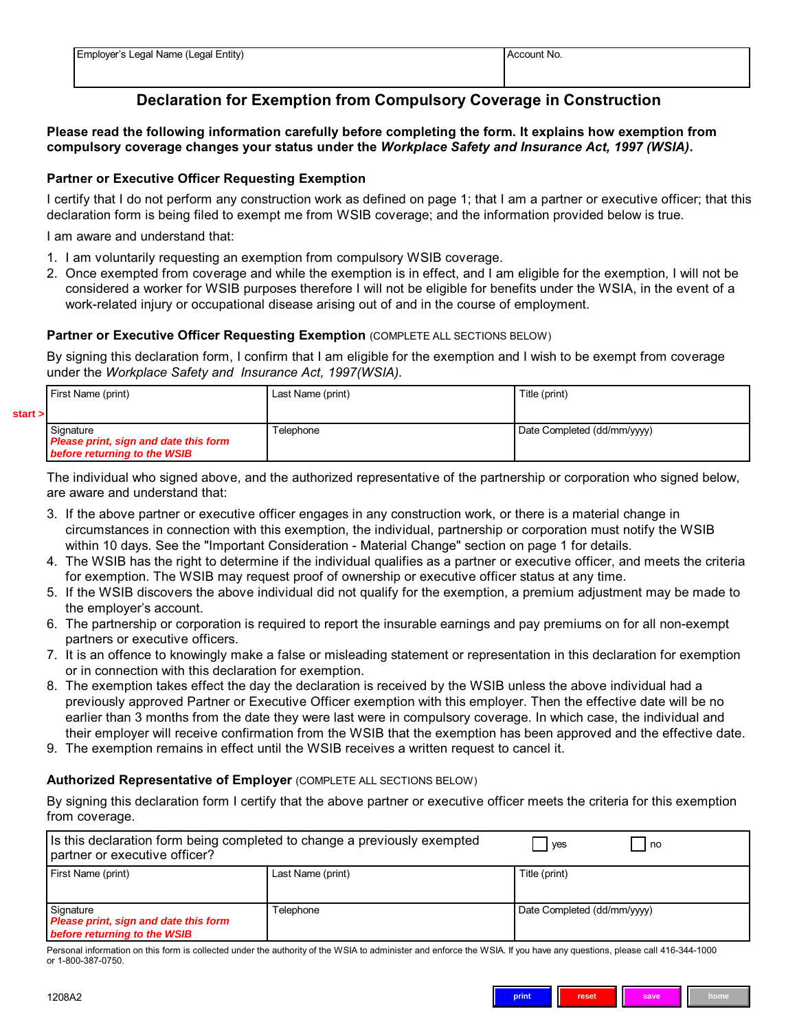| Employer's Legal Name (Legal Entity) | Account No. |
|---|---|
| | |

# Declaration for Exemption from Compulsory Coverage in Construction

**Please read the following information carefully before completing the form. It explains how exemption from compulsory coverage changes your status under the *Workplace Safety and Insurance Act, 1997 (WSIA)*.**

### Partner or Executive Officer Requesting Exemption

I certify that I do not perform any construction work as defined on page 1; that I am a partner or executive officer; that this declaration form is being filed to exempt me from WSIB coverage; and the information provided below is true.

I am aware and understand that:

1. I am voluntarily requesting an exemption from compulsory WSIB coverage.
2. Once exempted from coverage and while the exemption is in effect, and I am eligible for the exemption, I will not be considered a worker for WSIB purposes therefore I will not be eligible for benefits under the WSIA, in the event of a work-related injury or occupational disease arising out of and in the course of employment.

### Partner or Executive Officer Requesting Exemption (COMPLETE ALL SECTIONS BELOW)

By signing this declaration form, I confirm that I am eligible for the exemption and I wish to be exempt from coverage under the *Workplace Safety and Insurance Act, 1997(WSIA).*

| First Name (print) | Last Name (print) | Title (print) |
|---|---|---|
| Signature ***Please print, sign and date this form before returning to the WSIB*** | Telephone | Date Completed (dd/mm/yyyy) |

The individual who signed above, and the authorized representative of the partnership or corporation who signed below, are aware and understand that:

3. If the above partner or executive officer engages in any construction work, or there is a material change in circumstances in connection with this exemption, the individual, partnership or corporation must notify the WSIB within 10 days. See the "Important Consideration - Material Change" section on page 1 for details.
4. The WSIB has the right to determine if the individual qualifies as a partner or executive officer, and meets the criteria for exemption. The WSIB may request proof of ownership or executive officer status at any time.
5. If the WSIB discovers the above individual did not qualify for the exemption, a premium adjustment may be made to the employer's account.
6. The partnership or corporation is required to report the insurable earnings and pay premiums on for all non-exempt partners or executive officers.
7. It is an offence to knowingly make a false or misleading statement or representation in this declaration for exemption or in connection with this declaration for exemption.
8. The exemption takes effect the day the declaration is received by the WSIB unless the above individual had a previously approved Partner or Executive Officer exemption with this employer. Then the effective date will be no earlier than 3 months from the date they were last were in compulsory coverage. In which case, the individual and their employer will receive confirmation from the WSIB that the exemption has been approved and the effective date.
9. The exemption remains in effect until the WSIB receives a written request to cancel it.

### Authorized Representative of Employer (COMPLETE ALL SECTIONS BELOW)

By signing this declaration form I certify that the above partner or executive officer meets the criteria for this exemption from coverage.

| | | |
|---|---|---|
| Is this declaration form being completed to change a previously exempted partner or executive officer? | ☐ yes | ☐ no |
| First Name (print) | Last Name (print) | Title (print) |
| Signature ***Please print, sign and date this form before returning to the WSIB*** | Telephone | Date Completed (dd/mm/yyyy) |

Personal information on this form is collected under the authority of the WSIA to administer and enforce the WSIA. If you have any questions, please call 416-344-1000 or 1-800-387-0750.

1208A2